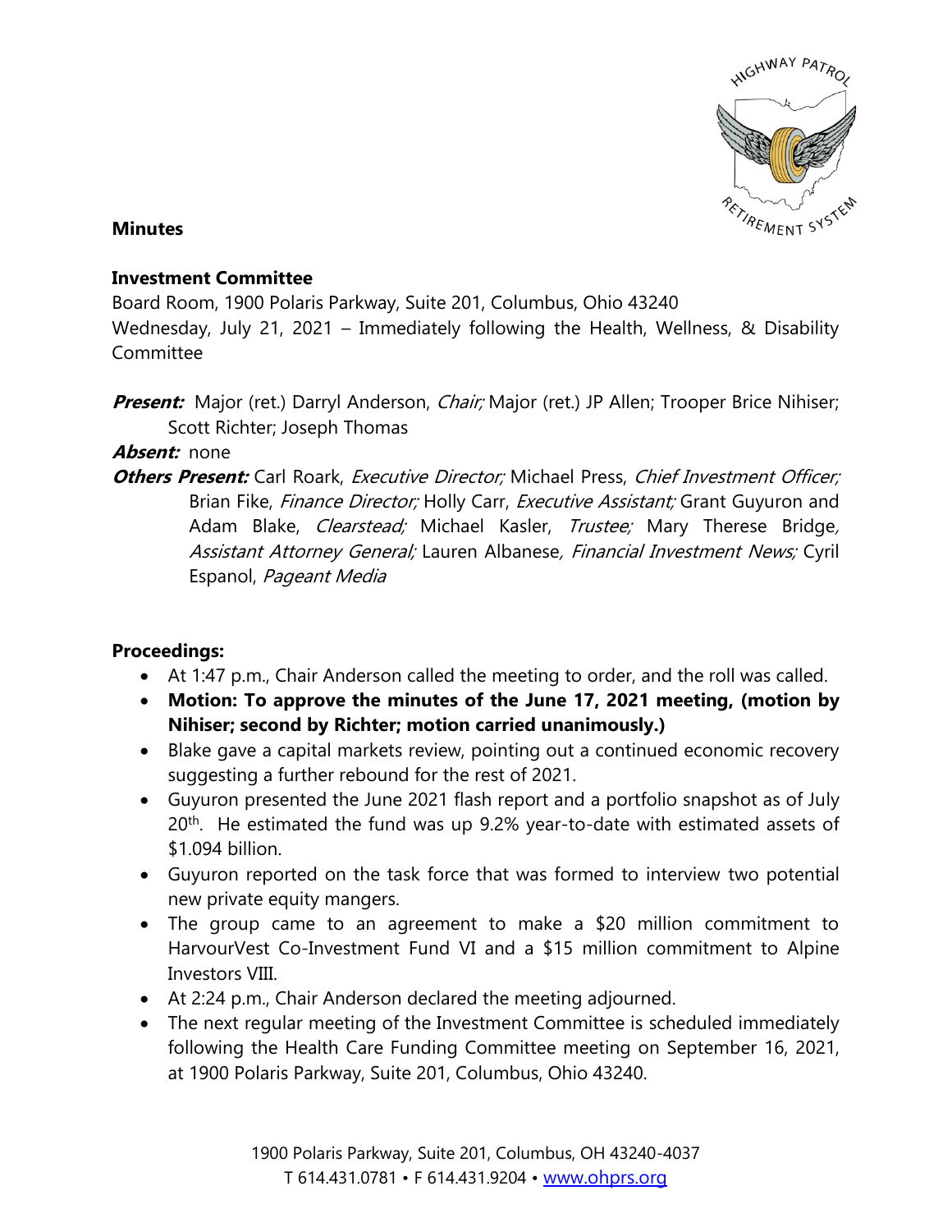# Minutes

## Investment Committee

Board Room, 1900 Polaris Parkway, Suite 201, Columbus, Ohio 43240
Wednesday, July 21, 2021 – Immediately following the Health, Wellness, & Disability Committee

***Present:*** Major (ret.) Darryl Anderson, *Chair;* Major (ret.) JP Allen; Trooper Brice Nihiser; Scott Richter; Joseph Thomas

***Absent:*** none

***Others Present:*** Carl Roark, *Executive Director;* Michael Press, *Chief Investment Officer;* Brian Fike, *Finance Director;* Holly Carr, *Executive Assistant;* Grant Guyuron and Adam Blake, *Clearstead;* Michael Kasler, *Trustee;* Mary Therese Bridge*, Assistant Attorney General;* Lauren Albanese*, Financial Investment News;* Cyril Espanol, *Pageant Media*

**Proceedings:**

- At 1:47 p.m., Chair Anderson called the meeting to order, and the roll was called.
- **Motion: To approve the minutes of the June 17, 2021 meeting, (motion by Nihiser; second by Richter; motion carried unanimously.)**
- Blake gave a capital markets review, pointing out a continued economic recovery suggesting a further rebound for the rest of 2021.
- Guyuron presented the June 2021 flash report and a portfolio snapshot as of July 20th. He estimated the fund was up 9.2% year-to-date with estimated assets of $1.094 billion.
- Guyuron reported on the task force that was formed to interview two potential new private equity mangers.
- The group came to an agreement to make a $20 million commitment to HarvourVest Co-Investment Fund VI and a $15 million commitment to Alpine Investors VIII.
- At 2:24 p.m., Chair Anderson declared the meeting adjourned.
- The next regular meeting of the Investment Committee is scheduled immediately following the Health Care Funding Committee meeting on September 16, 2021, at 1900 Polaris Parkway, Suite 201, Columbus, Ohio 43240.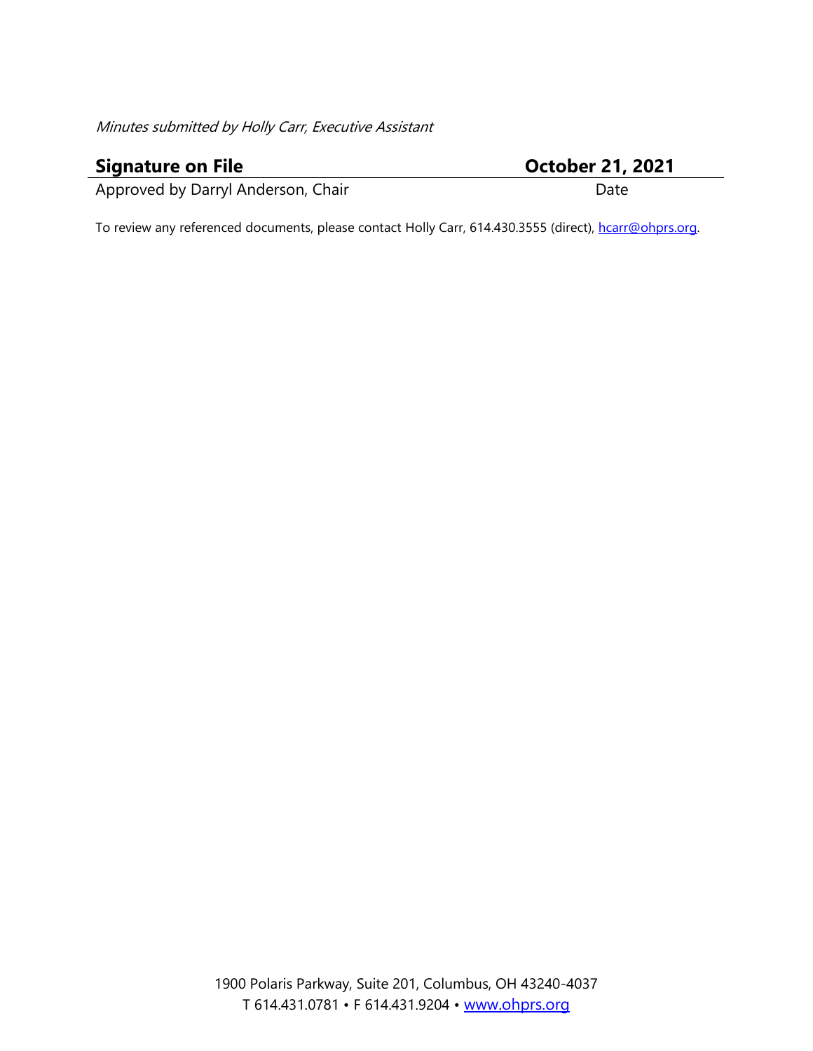*Minutes submitted by Holly Carr, Executive Assistant*

| | |
|---|---|
| **Signature on File** | **October 21, 2021** |
| Approved by Darryl Anderson, Chair | Date |

To review any referenced documents, please contact Holly Carr, 614.430.3555 (direct), hcarr@ohprs.org.

1900 Polaris Parkway, Suite 201, Columbus, OH 43240-4037
T 614.431.0781 • F 614.431.9204 • www.ohprs.org